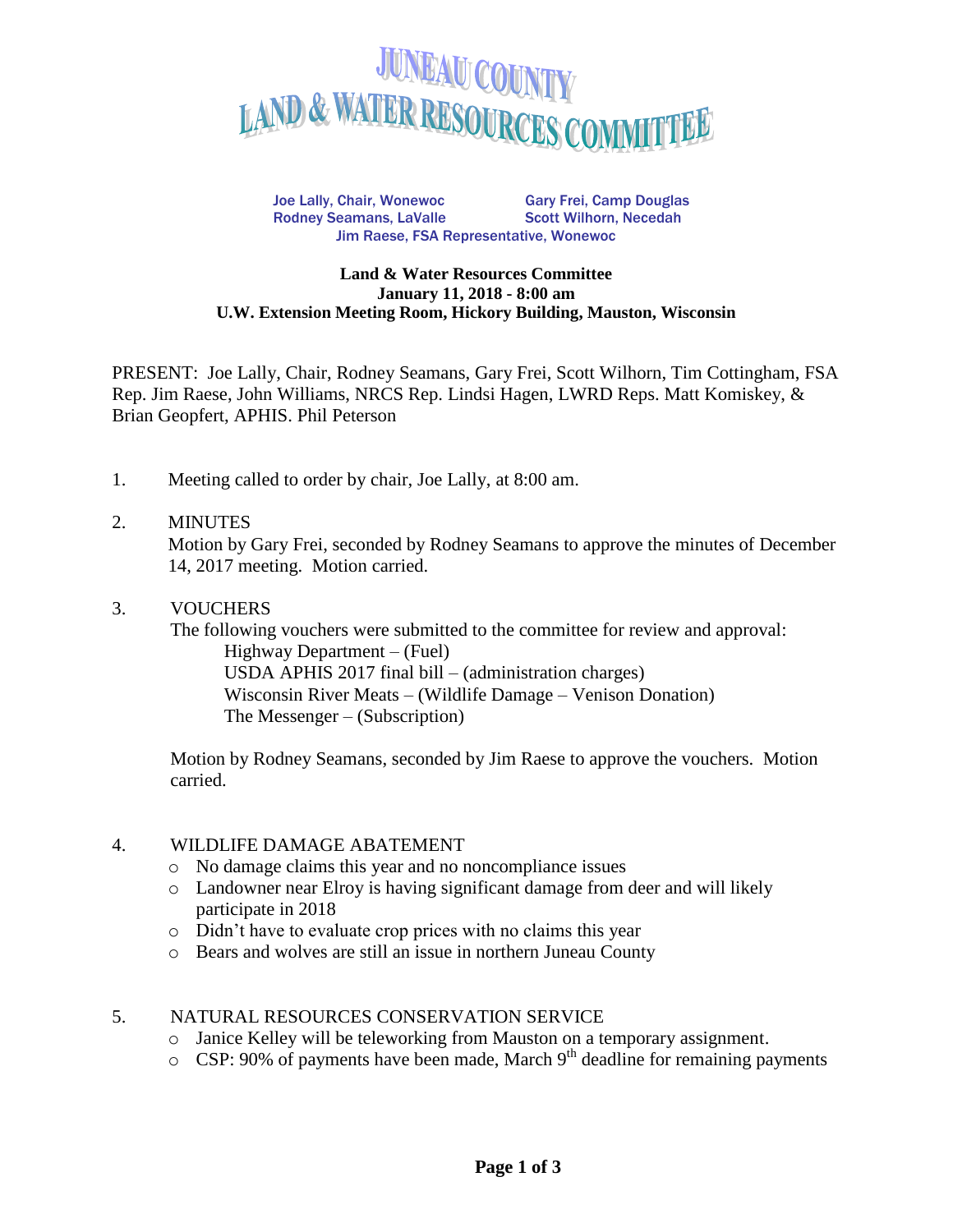# JUNEAU COUNTY LAND & WATER RESOURCES COMMITTEE

Joe Lally, Chair, Wonewoc  
Gary Frei, Camp Douglas  
Rodney Seamans, LaValle  
Scott Wilhorn, Necedah  
Jim Raese, FSA Representative, Wonewoc

**Land & Water Resources Committee**  
**January 11, 2018 - 8:00 am**  
**U.W. Extension Meeting Room, Hickory Building, Mauston, Wisconsin**

PRESENT: Joe Lally, Chair, Rodney Seamans, Gary Frei, Scott Wilhorn, Tim Cottingham, FSA Rep. Jim Raese, John Williams, NRCS Rep. Lindsi Hagen, LWRD Reps. Matt Komiskey, & Brian Geopfert, APHIS. Phil Peterson

1. Meeting called to order by chair, Joe Lally, at 8:00 am.

2. MINUTES  
   Motion by Gary Frei, seconded by Rodney Seamans to approve the minutes of December 14, 2017 meeting. Motion carried.

3. VOUCHERS  
   The following vouchers were submitted to the committee for review and approval:  
   Highway Department – (Fuel)  
   USDA APHIS 2017 final bill – (administration charges)  
   Wisconsin River Meats – (Wildlife Damage – Venison Donation)  
   The Messenger – (Subscription)

   Motion by Rodney Seamans, seconded by Jim Raese to approve the vouchers. Motion carried.

4. WILDLIFE DAMAGE ABATEMENT
   - No damage claims this year and no noncompliance issues
   - Landowner near Elroy is having significant damage from deer and will likely participate in 2018
   - Didn't have to evaluate crop prices with no claims this year
   - Bears and wolves are still an issue in northern Juneau County

5. NATURAL RESOURCES CONSERVATION SERVICE
   - Janice Kelley will be teleworking from Mauston on a temporary assignment.
   - CSP: 90% of payments have been made, March 9th deadline for remaining payments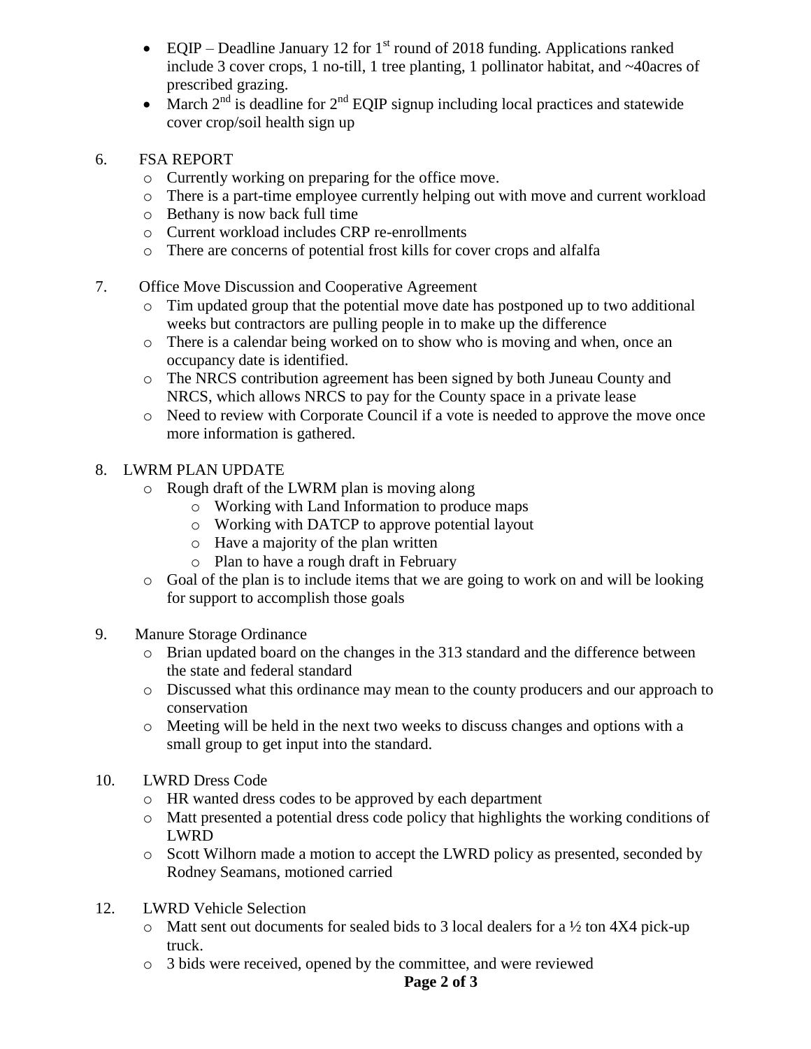- EQIP – Deadline January 12 for 1st round of 2018 funding. Applications ranked include 3 cover crops, 1 no-till, 1 tree planting, 1 pollinator habitat, and ~40acres of prescribed grazing.
- March 2nd is deadline for 2nd EQIP signup including local practices and statewide cover crop/soil health sign up

6. FSA REPORT
   - Currently working on preparing for the office move.
   - There is a part-time employee currently helping out with move and current workload
   - Bethany is now back full time
   - Current workload includes CRP re-enrollments
   - There are concerns of potential frost kills for cover crops and alfalfa

7. Office Move Discussion and Cooperative Agreement
   - Tim updated group that the potential move date has postponed up to two additional weeks but contractors are pulling people in to make up the difference
   - There is a calendar being worked on to show who is moving and when, once an occupancy date is identified.
   - The NRCS contribution agreement has been signed by both Juneau County and NRCS, which allows NRCS to pay for the County space in a private lease
   - Need to review with Corporate Council if a vote is needed to approve the move once more information is gathered.

8. LWRM PLAN UPDATE
   - Rough draft of the LWRM plan is moving along
     - Working with Land Information to produce maps
     - Working with DATCP to approve potential layout
     - Have a majority of the plan written
     - Plan to have a rough draft in February
   - Goal of the plan is to include items that we are going to work on and will be looking for support to accomplish those goals

9. Manure Storage Ordinance
   - Brian updated board on the changes in the 313 standard and the difference between the state and federal standard
   - Discussed what this ordinance may mean to the county producers and our approach to conservation
   - Meeting will be held in the next two weeks to discuss changes and options with a small group to get input into the standard.

10. LWRD Dress Code
    - HR wanted dress codes to be approved by each department
    - Matt presented a potential dress code policy that highlights the working conditions of LWRD
    - Scott Wilhorn made a motion to accept the LWRD policy as presented, seconded by Rodney Seamans, motioned carried

12. LWRD Vehicle Selection
    - Matt sent out documents for sealed bids to 3 local dealers for a ½ ton 4X4 pick-up truck.
    - 3 bids were received, opened by the committee, and were reviewed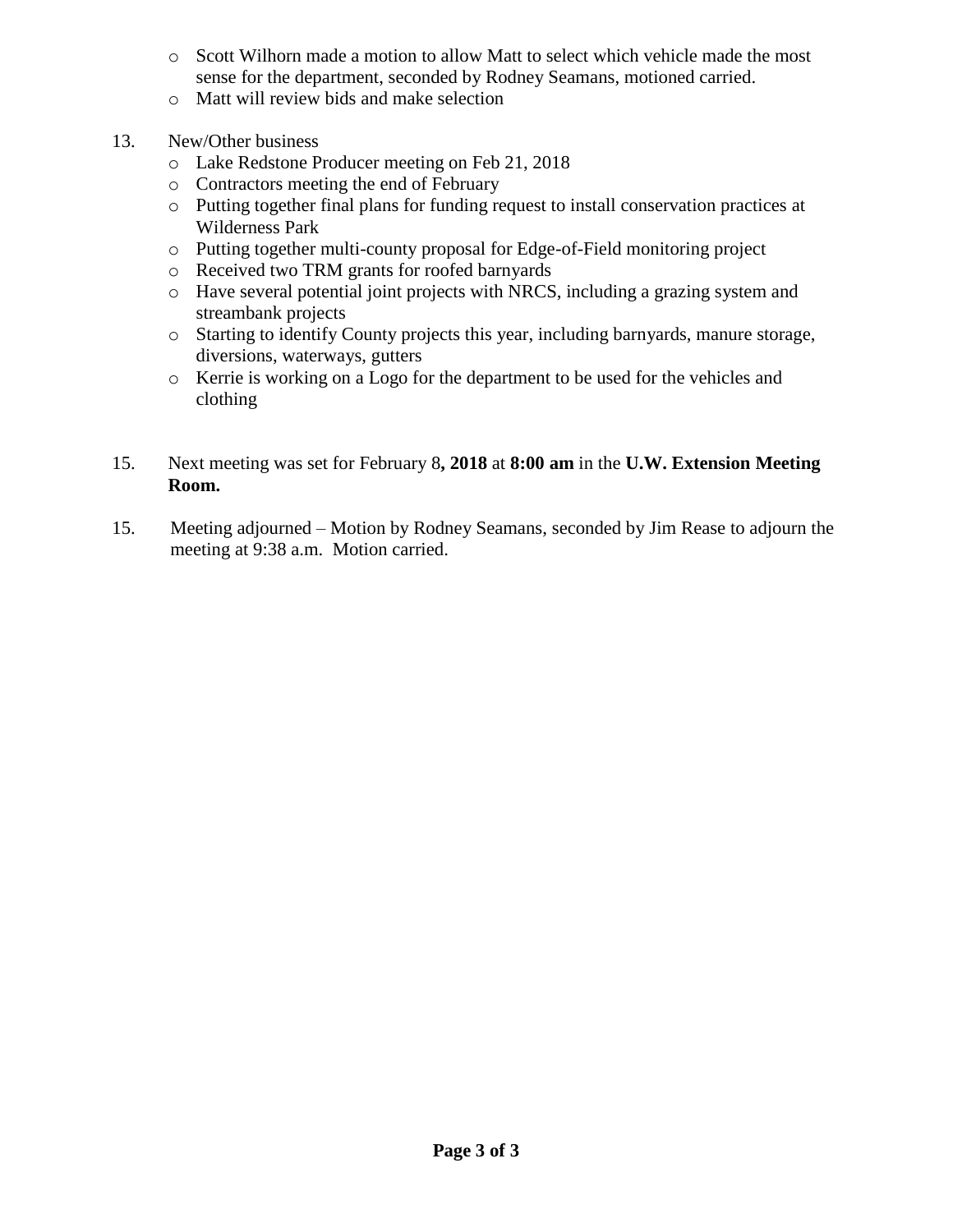- Scott Wilhorn made a motion to allow Matt to select which vehicle made the most sense for the department, seconded by Rodney Seamans, motioned carried.
- Matt will review bids and make selection

13. New/Other business
    - Lake Redstone Producer meeting on Feb 21, 2018
    - Contractors meeting the end of February
    - Putting together final plans for funding request to install conservation practices at Wilderness Park
    - Putting together multi-county proposal for Edge-of-Field monitoring project
    - Received two TRM grants for roofed barnyards
    - Have several potential joint projects with NRCS, including a grazing system and streambank projects
    - Starting to identify County projects this year, including barnyards, manure storage, diversions, waterways, gutters
    - Kerrie is working on a Logo for the department to be used for the vehicles and clothing

15. Next meeting was set for February 8**, 2018** at **8:00 am** in the **U.W. Extension Meeting Room.**

15. Meeting adjourned – Motion by Rodney Seamans, seconded by Jim Rease to adjourn the meeting at 9:38 a.m. Motion carried.